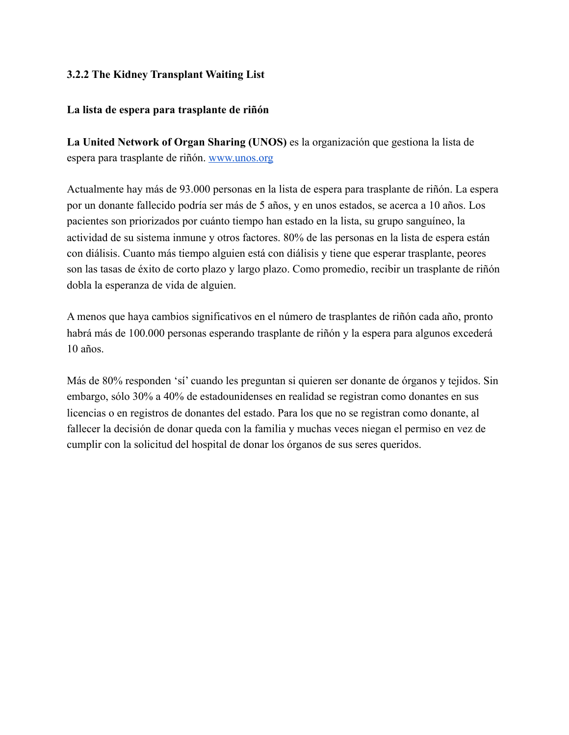### 3.2.2 The Kidney Transplant Waiting List

**La lista de espera para trasplante de riñón**

**La United Network of Organ Sharing (UNOS)** es la organización que gestiona la lista de espera para trasplante de riñón. [www.unos.org](http://www.unos.org)

Actualmente hay más de 93.000 personas en la lista de espera para trasplante de riñón. La espera por un donante fallecido podría ser más de 5 años, y en unos estados, se acerca a 10 años. Los pacientes son priorizados por cuánto tiempo han estado en la lista, su grupo sanguíneo, la actividad de su sistema inmune y otros factores. 80% de las personas en la lista de espera están con diálisis. Cuanto más tiempo alguien está con diálisis y tiene que esperar trasplante, peores son las tasas de éxito de corto plazo y largo plazo. Como promedio, recibir un trasplante de riñón dobla la esperanza de vida de alguien.

A menos que haya cambios significativos en el número de trasplantes de riñón cada año, pronto habrá más de 100.000 personas esperando trasplante de riñón y la espera para algunos excederá 10 años.

Más de 80% responden 'sí' cuando les preguntan si quieren ser donante de órganos y tejidos. Sin embargo, sólo 30% a 40% de estadounidenses en realidad se registran como donantes en sus licencias o en registros de donantes del estado. Para los que no se registran como donante, al fallecer la decisión de donar queda con la familia y muchas veces niegan el permiso en vez de cumplir con la solicitud del hospital de donar los órganos de sus seres queridos.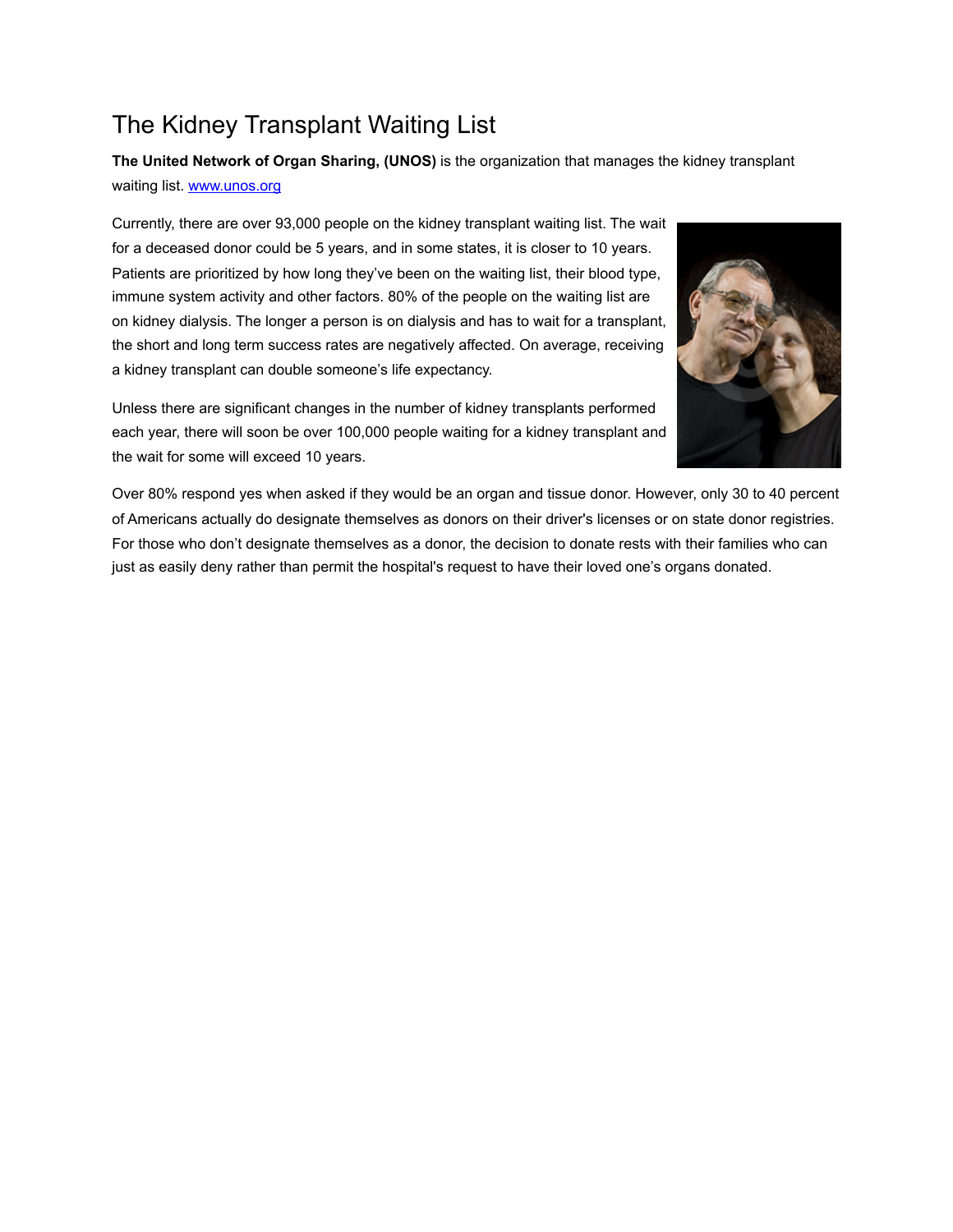# The Kidney Transplant Waiting List

**The United Network of Organ Sharing, (UNOS)** is the organization that manages the kidney transplant waiting list. [www.unos.org](http://www.unos.org)

Currently, there are over 93,000 people on the kidney transplant waiting list. The wait for a deceased donor could be 5 years, and in some states, it is closer to 10 years. Patients are prioritized by how long they've been on the waiting list, their blood type, immune system activity and other factors. 80% of the people on the waiting list are on kidney dialysis. The longer a person is on dialysis and has to wait for a transplant, the short and long term success rates are negatively affected. On average, receiving a kidney transplant can double someone's life expectancy.

Unless there are significant changes in the number of kidney transplants performed each year, there will soon be over 100,000 people waiting for a kidney transplant and the wait for some will exceed 10 years.

Over 80% respond yes when asked if they would be an organ and tissue donor. However, only 30 to 40 percent of Americans actually do designate themselves as donors on their driver's licenses or on state donor registries. For those who don't designate themselves as a donor, the decision to donate rests with their families who can just as easily deny rather than permit the hospital's request to have their loved one's organs donated.